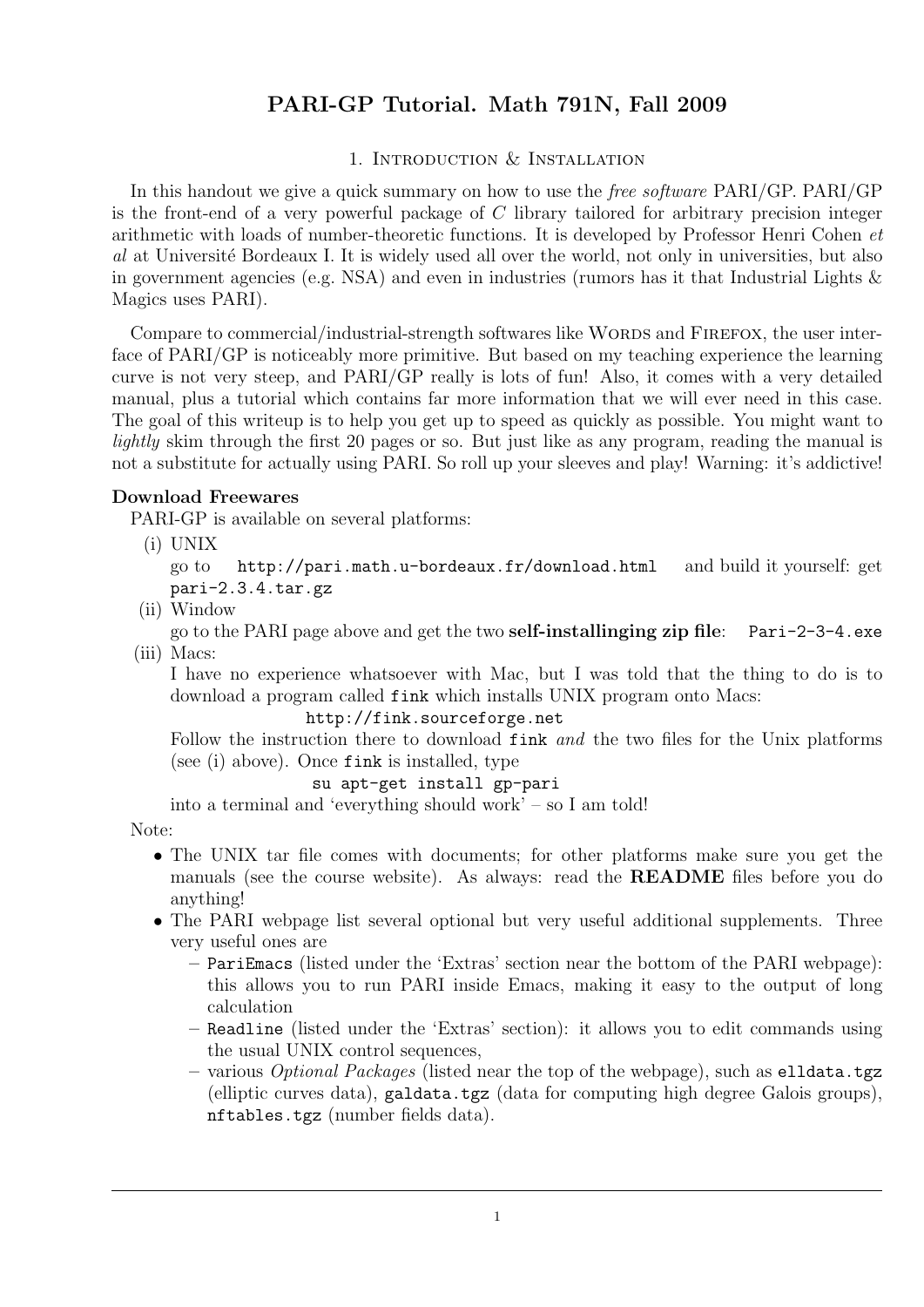# PARI-GP Tutorial. Math 791N, Fall 2009

## 1. Introduction & Installation

In this handout we give a quick summary on how to use the *free software* PARI/GP. PARI/GP is the front-end of a very powerful package of *C* library tailored for arbitrary precision integer arithmetic with loads of number-theoretic functions. It is developed by Professor Henri Cohen *et al* at Université Bordeaux I. It is widely used all over the world, not only in universities, but also in government agencies (e.g. NSA) and even in industries (rumors has it that Industrial Lights & Magics uses PARI).

Compare to commercial/industrial-strength softwares like Words and Firefox, the user interface of PARI/GP is noticeably more primitive. But based on my teaching experience the learning curve is not very steep, and PARI/GP really is lots of fun! Also, it comes with a very detailed manual, plus a tutorial which contains far more information that we will ever need in this case. The goal of this writeup is to help you get up to speed as quickly as possible. You might want to *lightly* skim through the first 20 pages or so. But just like as any program, reading the manual is not a substitute for actually using PARI. So roll up your sleeves and play! Warning: it's addictive!

**Download Freewares**

PARI-GP is available on several platforms:

(i) UNIX
go to `http://pari.math.u-bordeaux.fr/download.html` and build it yourself: get `pari-2.3.4.tar.gz`

(ii) Window
go to the PARI page above and get the two **self-installinging zip file**: `Pari-2-3-4.exe`

(iii) Macs:
I have no experience whatsoever with Mac, but I was told that the thing to do is to download a program called `fink` which installs UNIX program onto Macs:

`http://fink.sourceforge.net`

Follow the instruction there to download `fink` *and* the two files for the Unix platforms (see (i) above). Once `fink` is installed, type

`su apt-get install gp-pari`

into a terminal and 'everything should work' – so I am told!

Note:

- The UNIX tar file comes with documents; for other platforms make sure you get the manuals (see the course website). As always: read the **README** files before you do anything!
- The PARI webpage list several optional but very useful additional supplements. Three very useful ones are
  - `PariEmacs` (listed under the 'Extras' section near the bottom of the PARI webpage): this allows you to run PARI inside Emacs, making it easy to the output of long calculation
  - `Readline` (listed under the 'Extras' section): it allows you to edit commands using the usual UNIX control sequences,
  - various *Optional Packages* (listed near the top of the webpage), such as `elldata.tgz` (elliptic curves data), `galdata.tgz` (data for computing high degree Galois groups), `nftables.tgz` (number fields data).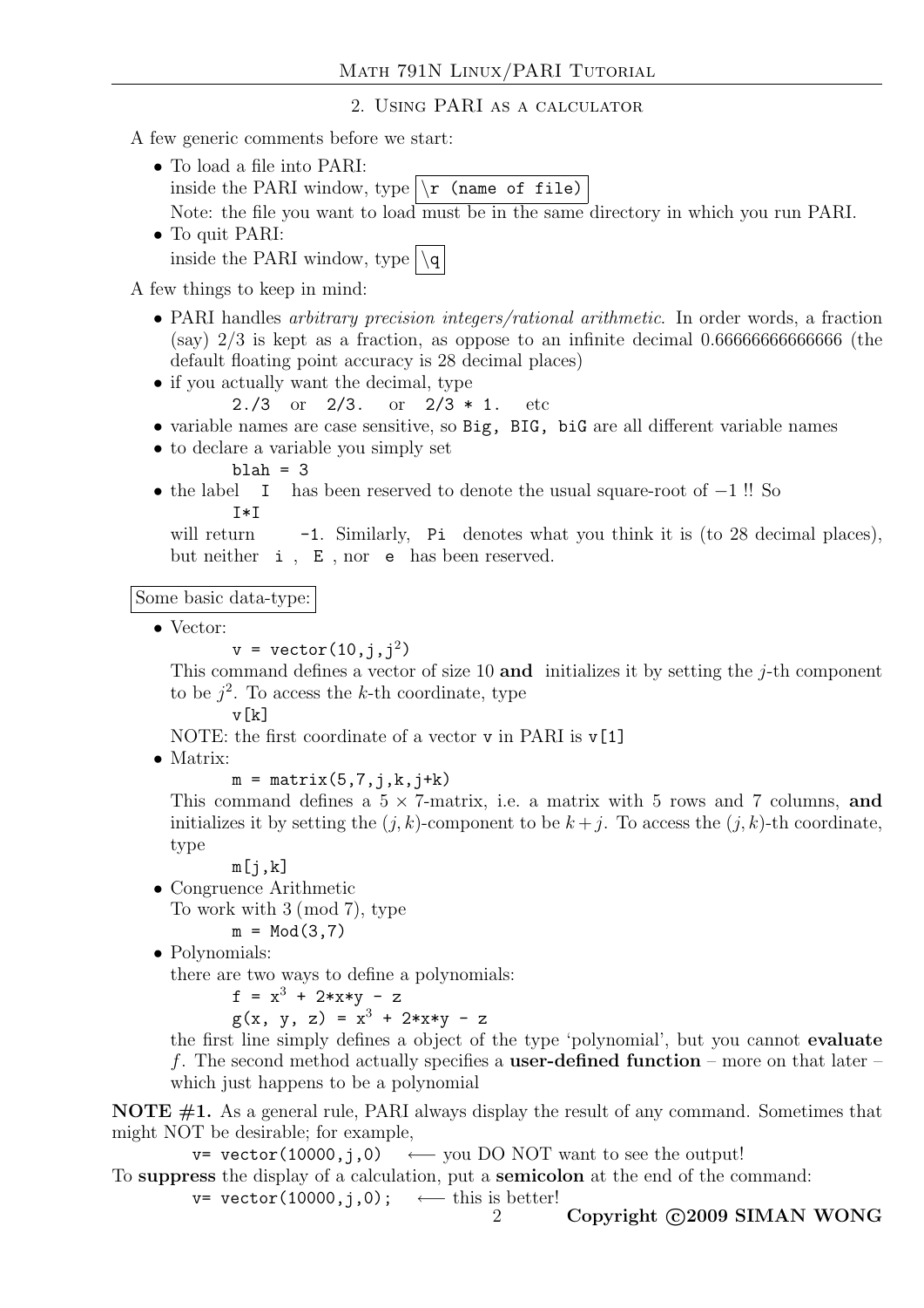## 2. Using PARI as a calculator

A few generic comments before we start:

- To load a file into PARI:
  inside the PARI window, type `\r (name of file)`
  Note: the file you want to load must be in the same directory in which you run PARI.
- To quit PARI:
  inside the PARI window, type `\q`

A few things to keep in mind:

- PARI handles *arbitrary precision integers/rational arithmetic*. In order words, a fraction (say) 2/3 is kept as a fraction, as oppose to an infinite decimal 0.66666666666666 (the default floating point accuracy is 28 decimal places)
- if you actually want the decimal, type
  `2./3` or `2/3.` or `2/3 * 1.` etc
- variable names are case sensitive, so `Big, BIG, biG` are all different variable names
- to declare a variable you simply set
  `blah = 3`
- the label `I` has been reserved to denote the usual square-root of $-1$ !! So
  `I*I`
  will return `-1`. Similarly, `Pi` denotes what you think it is (to 28 decimal places), but neither `i` , `E` , nor `e` has been reserved.

Some basic data-type:

- Vector:
  `v = vector(10,j,j^2)`
  This command defines a vector of size 10 **and** initializes it by setting the $j$-th component to be $j^2$. To access the $k$-th coordinate, type
  `v[k]`
  NOTE: the first coordinate of a vector `v` in PARI is `v[1]`
- Matrix:
  `m = matrix(5,7,j,k,j+k)`
  This command defines a $5 \times 7$-matrix, i.e. a matrix with 5 rows and 7 columns, **and** initializes it by setting the $(j,k)$-component to be $k+j$. To access the $(j,k)$-th coordinate, type
  `m[j,k]`
- Congruence Arithmetic
  To work with 3 (mod 7), type
  `m = Mod(3,7)`
- Polynomials:
  there are two ways to define a polynomials:
  ```
  f = x^3 + 2*x*y - z
  g(x, y, z) = x^3 + 2*x*y - z
  ```
  the first line simply defines a object of the type 'polynomial', but you cannot **evaluate** $f$. The second method actually specifies a **user-defined function** – more on that later – which just happens to be a polynomial

**NOTE #1.** As a general rule, PARI always display the result of any command. Sometimes that might NOT be desirable; for example,

`v= vector(10000,j,0)` ⟵ you DO NOT want to see the output!

To **suppress** the display of a calculation, put a **semicolon** at the end of the command:

`v= vector(10000,j,0);` ⟵ this is better!

**Copyright ©2009 SIMAN WONG**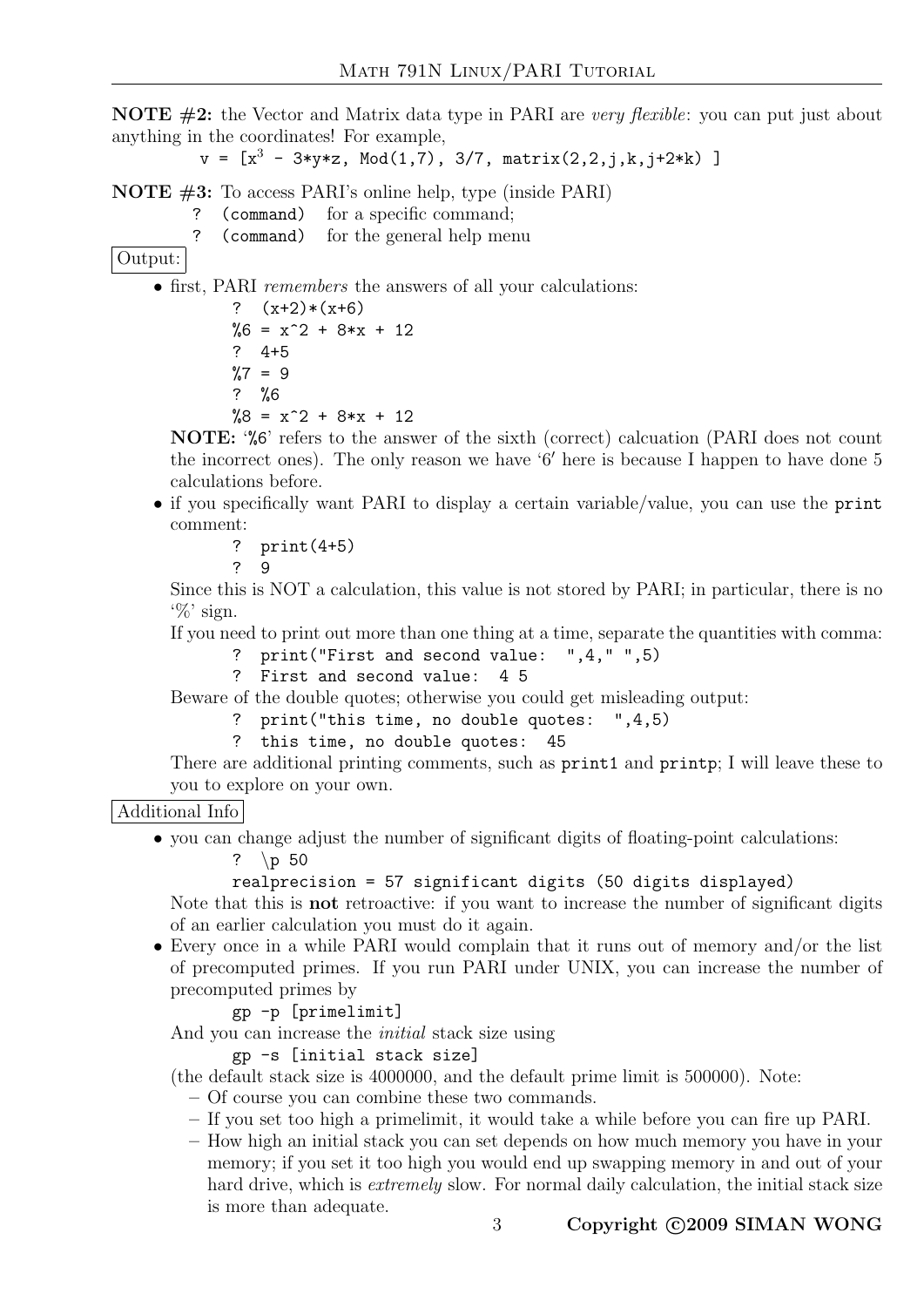**NOTE #2:** the Vector and Matrix data type in PARI are *very flexible*: you can put just about anything in the coordinates! For example,

```
v = [x^3 - 3*y*z, Mod(1,7), 3/7, matrix(2,2,j,k,j+2*k) ]
```

**NOTE #3:** To access PARI's online help, type (inside PARI)

```
?  (command)
```
for a specific command;

```
?  (command)
```
for the general help menu

Output:

- first, PARI *remembers* the answers of all your calculations:

  ```
  ?  (x+2)*(x+6)
  %6 = x^2 + 8*x + 12
  ?  4+5
  %7 = 9
  ?  %6
  %8 = x^2 + 8*x + 12
  ```

  **NOTE:** '%6' refers to the answer of the sixth (correct) calcuation (PARI does not count the incorrect ones). The only reason we have '6' here is because I happen to have done 5 calculations before.

- if you specifically want PARI to display a certain variable/value, you can use the `print` comment:

  ```
  ?  print(4+5)
  ?  9
  ```

  Since this is NOT a calculation, this value is not stored by PARI; in particular, there is no '%' sign.

  If you need to print out more than one thing at a time, separate the quantities with comma:

  ```
  ?  print("First and second value:  ",4," ",5)
  ?  First and second value:  4 5
  ```

  Beware of the double quotes; otherwise you could get misleading output:

  ```
  ?  print("this time, no double quotes:  ",4,5)
  ?  this time, no double quotes:  45
  ```

  There are additional printing comments, such as `print1` and `printp`; I will leave these to you to explore on your own.

Additional Info

- you can change adjust the number of significant digits of floating-point calculations:

  ```
  ?  \p 50
  realprecision = 57 significant digits (50 digits displayed)
  ```

  Note that this is **not** retroactive: if you want to increase the number of significant digits of an earlier calculation you must do it again.

- Every once in a while PARI would complain that it runs out of memory and/or the list of precomputed primes. If you run PARI under UNIX, you can increase the number of precomputed primes by

  ```
  gp -p [primelimit]
  ```

  And you can increase the *initial* stack size using

  ```
  gp -s [initial stack size]
  ```

  (the default stack size is 4000000, and the default prime limit is 500000). Note:

  - Of course you can combine these two commands.
  - If you set too high a primelimit, it would take a while before you can fire up PARI.
  - How high an initial stack you can set depends on how much memory you have in your memory; if you set it too high you would end up swapping memory in and out of your hard drive, which is *extremely* slow. For normal daily calculation, the initial stack size is more than adequate.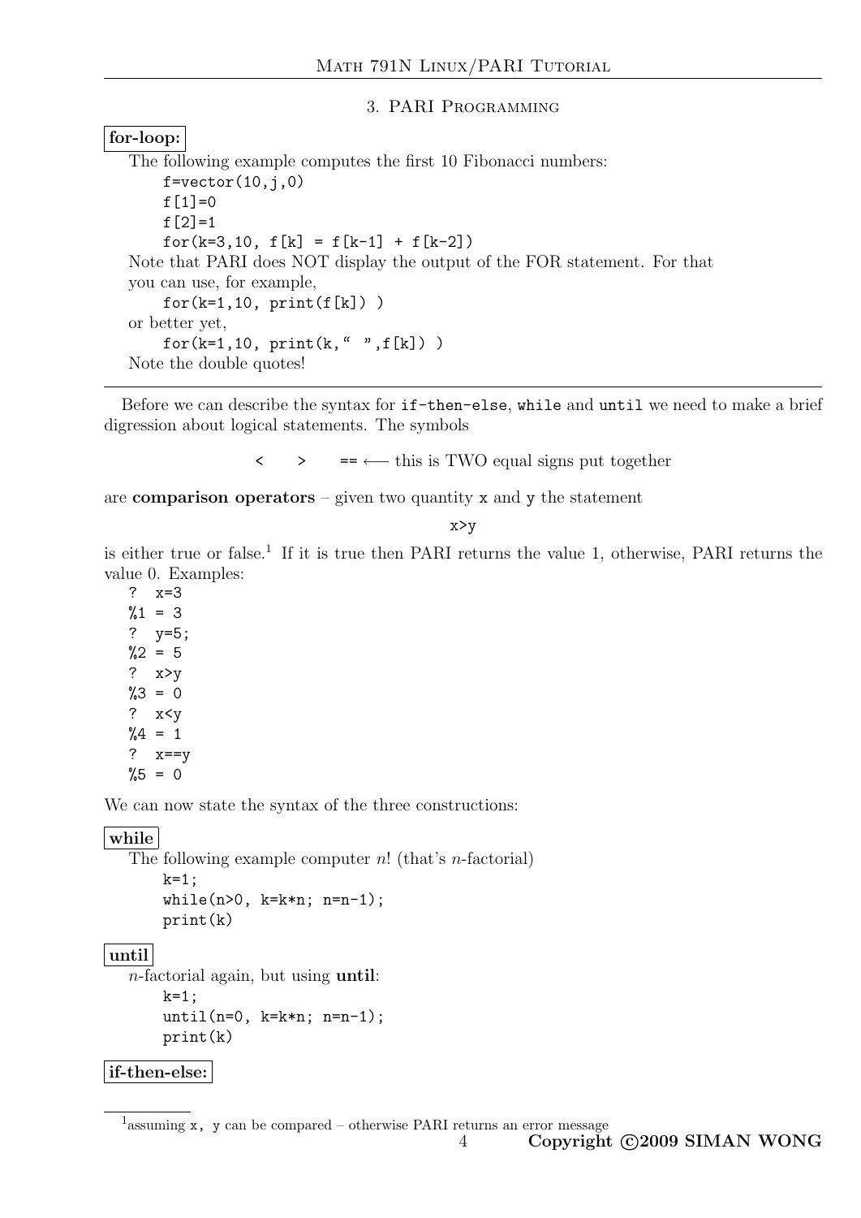## 3. PARI Programming

**for-loop:**

The following example computes the first 10 Fibonacci numbers:

```
f=vector(10,j,0)
f[1]=0
f[2]=1
for(k=3,10, f[k] = f[k-1] + f[k-2])
```

Note that PARI does NOT display the output of the FOR statement. For that you can use, for example,

```
for(k=1,10, print(f[k]) )
```

or better yet,

```
for(k=1,10, print(k," ",f[k]) )
```

Note the double quotes!

---

Before we can describe the syntax for `if-then-else`, `while` and `until` we need to make a brief digression about logical statements. The symbols

`<`  `>`  `==` ⟵ this is TWO equal signs put together

are **comparison operators** – given two quantity `x` and `y` the statement

`x>y`

is either true or false.[1] If it is true then PARI returns the value 1, otherwise, PARI returns the value 0. Examples:

```
?  x=3
%1 = 3
?  y=5;
%2 = 5
?  x>y
%3 = 0
?  x<y
%4 = 1
?  x==y
%5 = 0
```

We can now state the syntax of the three constructions:

**while**

The following example computer $n!$ (that's $n$-factorial)

```
k=1;
while(n>0, k=k*n; n=n-1);
print(k)
```

**until**

$n$-factorial again, but using **until**:

```
k=1;
until(n=0, k=k*n; n=n-1);
print(k)
```

**if-then-else:**

[1] assuming `x, y` can be compared – otherwise PARI returns an error message

**Copyright ©2009 SIMAN WONG**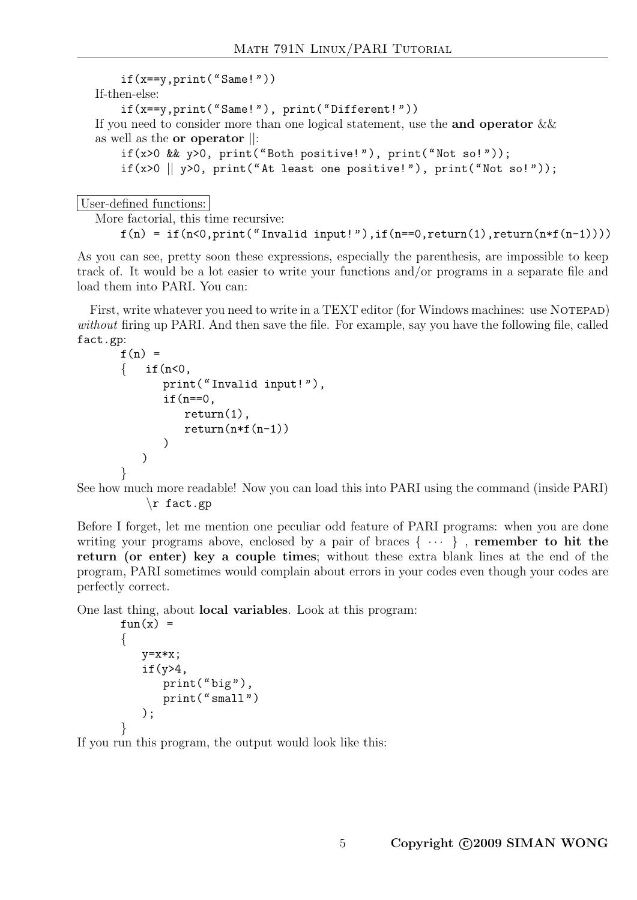```
if(x==y,print("Same!"))
```

If-then-else:

```
if(x==y,print("Same!"), print("Different!"))
```

If you need to consider more than one logical statement, use the **and operator** && as well as the **or operator** ||:

```
if(x>0 && y>0, print("Both positive!"), print("Not so!"));
if(x>0 || y>0, print("At least one positive!"), print("Not so!"));
```

User-defined functions:

More factorial, this time recursive:

```
f(n) = if(n<0,print("Invalid input!"),if(n==0,return(1),return(n*f(n-1))))
```

As you can see, pretty soon these expressions, especially the parenthesis, are impossible to keep track of. It would be a lot easier to write your functions and/or programs in a separate file and load them into PARI. You can:

First, write whatever you need to write in a TEXT editor (for Windows machines: use NOTEPAD) *without* firing up PARI. And then save the file. For example, say you have the following file, called `fact.gp`:

```
f(n) =
{   if(n<0,
        print("Invalid input!"),
        if(n==0,
            return(1),
            return(n*f(n-1))
        )
    )
}
```

See how much more readable! Now you can load this into PARI using the command (inside PARI)

```
\r fact.gp
```

Before I forget, let me mention one peculiar odd feature of PARI programs: when you are done writing your programs above, enclosed by a pair of braces { ··· } , **remember to hit the return (or enter) key a couple times**; without these extra blank lines at the end of the program, PARI sometimes would complain about errors in your codes even though your codes are perfectly correct.

One last thing, about **local variables**. Look at this program:

```
fun(x) =
{
   y=x*x;
   if(y>4,
       print("big"),
       print("small")
   );
}
```

If you run this program, the output would look like this: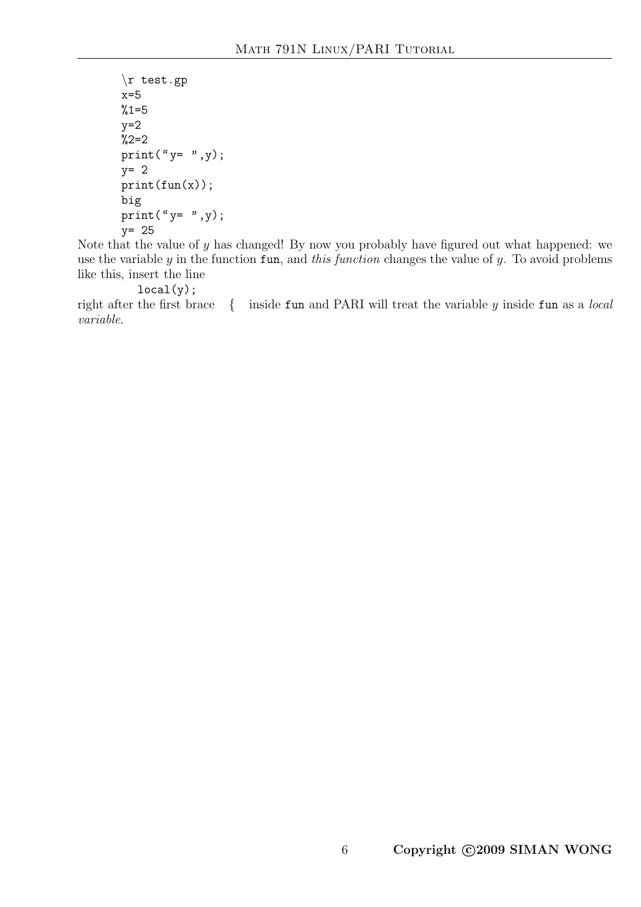```
\r test.gp
x=5
%1=5
y=2
%2=2
print("y= ",y);
y= 2
print(fun(x));
big
print("y= ",y);
y= 25
```

Note that the value of $y$ has changed! By now you probably have figured out what happened: we use the variable $y$ in the function `fun`, and *this function* changes the value of $y$. To avoid problems like this, insert the line

```
local(y);
```

right after the first brace { inside `fun` and PARI will treat the variable $y$ inside `fun` as a *local variable*.

**Copyright ©2009 SIMAN WONG**